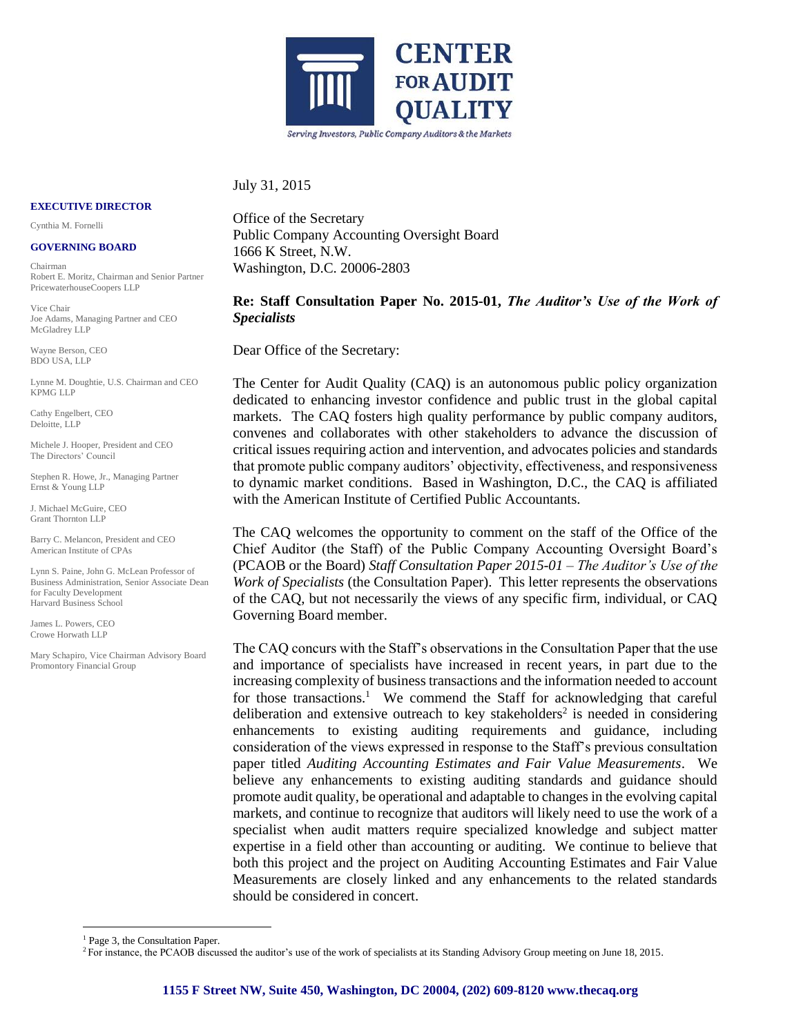# CENTER FOR AUDIT QUALITY

*Serving Investors, Public Company Auditors & the Markets*

**EXECUTIVE DIRECTOR**

Cynthia M. Fornelli

**GOVERNING BOARD**

Chairman
Robert E. Moritz, Chairman and Senior Partner
PricewaterhouseCoopers LLP

Vice Chair
Joe Adams, Managing Partner and CEO
McGladrey LLP

Wayne Berson, CEO
BDO USA, LLP

Lynne M. Doughtie, U.S. Chairman and CEO
KPMG LLP

Cathy Engelbert, CEO
Deloitte, LLP

Michele J. Hooper, President and CEO
The Directors' Council

Stephen R. Howe, Jr., Managing Partner
Ernst & Young LLP

J. Michael McGuire, CEO
Grant Thornton LLP

Barry C. Melancon, President and CEO
American Institute of CPAs

Lynn S. Paine, John G. McLean Professor of Business Administration, Senior Associate Dean for Faculty Development
Harvard Business School

James L. Powers, CEO
Crowe Horwath LLP

Mary Schapiro, Vice Chairman Advisory Board
Promontory Financial Group

July 31, 2015

Office of the Secretary
Public Company Accounting Oversight Board
1666 K Street, N.W.
Washington, D.C. 20006-2803

**Re: Staff Consultation Paper No. 2015-01, *The Auditor's Use of the Work of Specialists***

Dear Office of the Secretary:

The Center for Audit Quality (CAQ) is an autonomous public policy organization dedicated to enhancing investor confidence and public trust in the global capital markets. The CAQ fosters high quality performance by public company auditors, convenes and collaborates with other stakeholders to advance the discussion of critical issues requiring action and intervention, and advocates policies and standards that promote public company auditors' objectivity, effectiveness, and responsiveness to dynamic market conditions. Based in Washington, D.C., the CAQ is affiliated with the American Institute of Certified Public Accountants.

The CAQ welcomes the opportunity to comment on the staff of the Office of the Chief Auditor (the Staff) of the Public Company Accounting Oversight Board's (PCAOB or the Board) *Staff Consultation Paper 2015-01 – The Auditor's Use of the Work of Specialists* (the Consultation Paper). This letter represents the observations of the CAQ, but not necessarily the views of any specific firm, individual, or CAQ Governing Board member.

The CAQ concurs with the Staff's observations in the Consultation Paper that the use and importance of specialists have increased in recent years, in part due to the increasing complexity of business transactions and the information needed to account for those transactions.[1] We commend the Staff for acknowledging that careful deliberation and extensive outreach to key stakeholders[2] is needed in considering enhancements to existing auditing requirements and guidance, including consideration of the views expressed in response to the Staff's previous consultation paper titled *Auditing Accounting Estimates and Fair Value Measurements*. We believe any enhancements to existing auditing standards and guidance should promote audit quality, be operational and adaptable to changes in the evolving capital markets, and continue to recognize that auditors will likely need to use the work of a specialist when audit matters require specialized knowledge and subject matter expertise in a field other than accounting or auditing. We continue to believe that both this project and the project on Auditing Accounting Estimates and Fair Value Measurements are closely linked and any enhancements to the related standards should be considered in concert.

[1] Page 3, the Consultation Paper.

[2] For instance, the PCAOB discussed the auditor's use of the work of specialists at its Standing Advisory Group meeting on June 18, 2015.

**1155 F Street NW, Suite 450, Washington, DC 20004, (202) 609-8120 www.thecaq.org**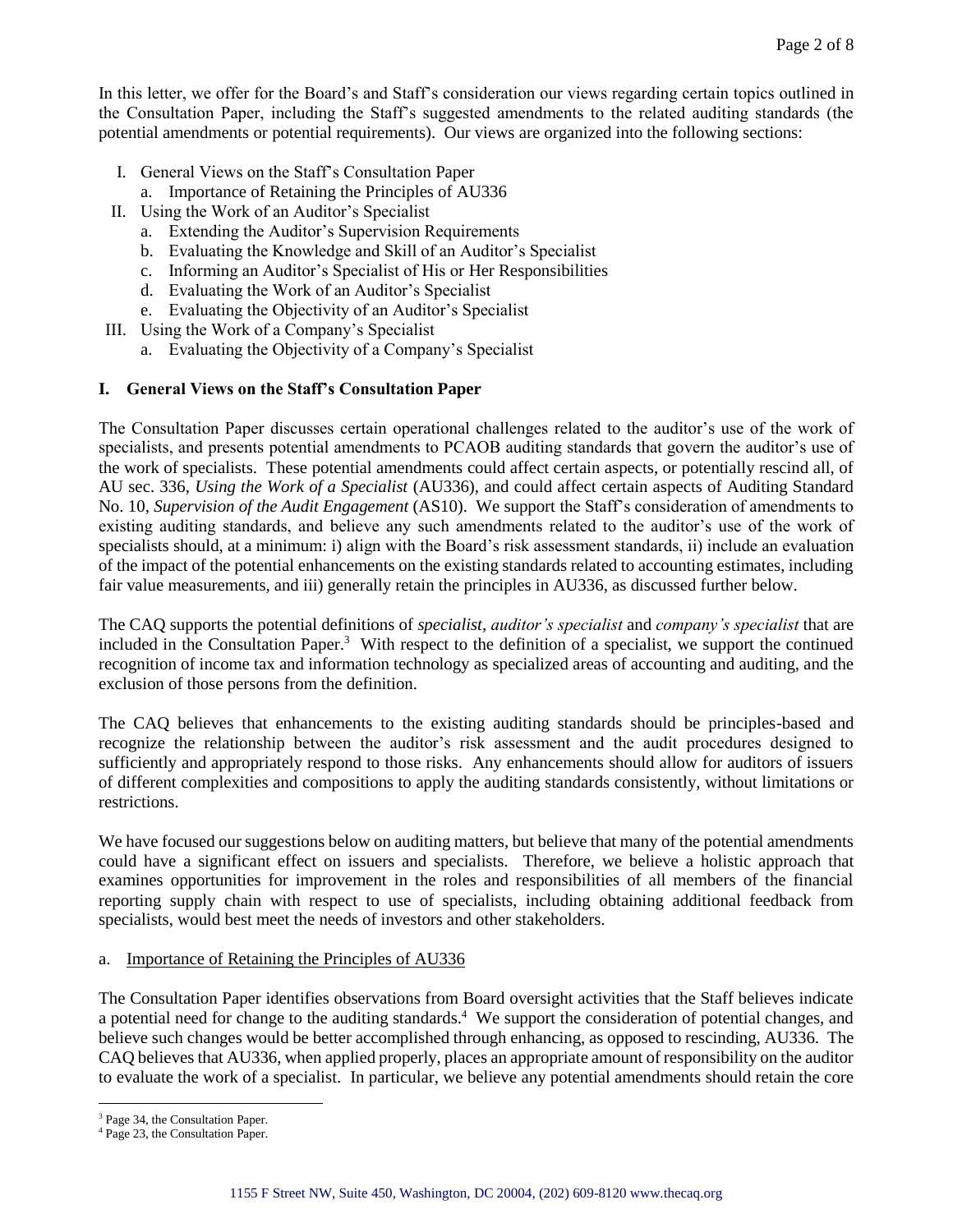In this letter, we offer for the Board's and Staff's consideration our views regarding certain topics outlined in the Consultation Paper, including the Staff's suggested amendments to the related auditing standards (the potential amendments or potential requirements). Our views are organized into the following sections:

- I. General Views on the Staff's Consultation Paper
  - a. Importance of Retaining the Principles of AU336
- II. Using the Work of an Auditor's Specialist
  - a. Extending the Auditor's Supervision Requirements
  - b. Evaluating the Knowledge and Skill of an Auditor's Specialist
  - c. Informing an Auditor's Specialist of His or Her Responsibilities
  - d. Evaluating the Work of an Auditor's Specialist
  - e. Evaluating the Objectivity of an Auditor's Specialist
- III. Using the Work of a Company's Specialist
  - a. Evaluating the Objectivity of a Company's Specialist

## I. General Views on the Staff's Consultation Paper

The Consultation Paper discusses certain operational challenges related to the auditor's use of the work of specialists, and presents potential amendments to PCAOB auditing standards that govern the auditor's use of the work of specialists. These potential amendments could affect certain aspects, or potentially rescind all, of AU sec. 336, *Using the Work of a Specialist* (AU336), and could affect certain aspects of Auditing Standard No. 10, *Supervision of the Audit Engagement* (AS10). We support the Staff's consideration of amendments to existing auditing standards, and believe any such amendments related to the auditor's use of the work of specialists should, at a minimum: i) align with the Board's risk assessment standards, ii) include an evaluation of the impact of the potential enhancements on the existing standards related to accounting estimates, including fair value measurements, and iii) generally retain the principles in AU336, as discussed further below.

The CAQ supports the potential definitions of *specialist*, *auditor's specialist* and *company's specialist* that are included in the Consultation Paper.[3] With respect to the definition of a specialist, we support the continued recognition of income tax and information technology as specialized areas of accounting and auditing, and the exclusion of those persons from the definition.

The CAQ believes that enhancements to the existing auditing standards should be principles-based and recognize the relationship between the auditor's risk assessment and the audit procedures designed to sufficiently and appropriately respond to those risks. Any enhancements should allow for auditors of issuers of different complexities and compositions to apply the auditing standards consistently, without limitations or restrictions.

We have focused our suggestions below on auditing matters, but believe that many of the potential amendments could have a significant effect on issuers and specialists. Therefore, we believe a holistic approach that examines opportunities for improvement in the roles and responsibilities of all members of the financial reporting supply chain with respect to use of specialists, including obtaining additional feedback from specialists, would best meet the needs of investors and other stakeholders.

### a. Importance of Retaining the Principles of AU336

The Consultation Paper identifies observations from Board oversight activities that the Staff believes indicate a potential need for change to the auditing standards.[4] We support the consideration of potential changes, and believe such changes would be better accomplished through enhancing, as opposed to rescinding, AU336. The CAQ believes that AU336, when applied properly, places an appropriate amount of responsibility on the auditor to evaluate the work of a specialist. In particular, we believe any potential amendments should retain the core

[3] Page 34, the Consultation Paper.

[4] Page 23, the Consultation Paper.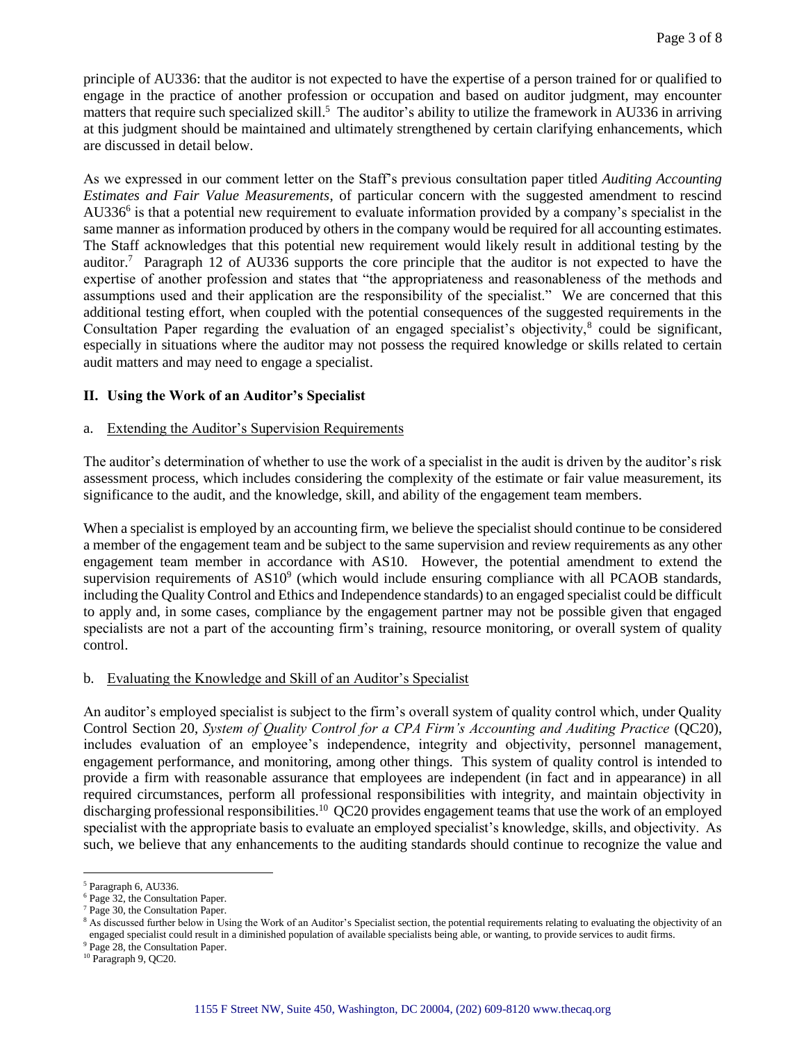principle of AU336: that the auditor is not expected to have the expertise of a person trained for or qualified to engage in the practice of another profession or occupation and based on auditor judgment, may encounter matters that require such specialized skill.[5] The auditor's ability to utilize the framework in AU336 in arriving at this judgment should be maintained and ultimately strengthened by certain clarifying enhancements, which are discussed in detail below.

As we expressed in our comment letter on the Staff's previous consultation paper titled *Auditing Accounting Estimates and Fair Value Measurements*, of particular concern with the suggested amendment to rescind AU336[6] is that a potential new requirement to evaluate information provided by a company's specialist in the same manner as information produced by others in the company would be required for all accounting estimates. The Staff acknowledges that this potential new requirement would likely result in additional testing by the auditor.[7] Paragraph 12 of AU336 supports the core principle that the auditor is not expected to have the expertise of another profession and states that "the appropriateness and reasonableness of the methods and assumptions used and their application are the responsibility of the specialist." We are concerned that this additional testing effort, when coupled with the potential consequences of the suggested requirements in the Consultation Paper regarding the evaluation of an engaged specialist's objectivity,[8] could be significant, especially in situations where the auditor may not possess the required knowledge or skills related to certain audit matters and may need to engage a specialist.

## II. Using the Work of an Auditor's Specialist

### a. Extending the Auditor's Supervision Requirements

The auditor's determination of whether to use the work of a specialist in the audit is driven by the auditor's risk assessment process, which includes considering the complexity of the estimate or fair value measurement, its significance to the audit, and the knowledge, skill, and ability of the engagement team members.

When a specialist is employed by an accounting firm, we believe the specialist should continue to be considered a member of the engagement team and be subject to the same supervision and review requirements as any other engagement team member in accordance with AS10. However, the potential amendment to extend the supervision requirements of AS10[9] (which would include ensuring compliance with all PCAOB standards, including the Quality Control and Ethics and Independence standards) to an engaged specialist could be difficult to apply and, in some cases, compliance by the engagement partner may not be possible given that engaged specialists are not a part of the accounting firm's training, resource monitoring, or overall system of quality control.

### b. Evaluating the Knowledge and Skill of an Auditor's Specialist

An auditor's employed specialist is subject to the firm's overall system of quality control which, under Quality Control Section 20, *System of Quality Control for a CPA Firm's Accounting and Auditing Practice* (QC20), includes evaluation of an employee's independence, integrity and objectivity, personnel management, engagement performance, and monitoring, among other things. This system of quality control is intended to provide a firm with reasonable assurance that employees are independent (in fact and in appearance) in all required circumstances, perform all professional responsibilities with integrity, and maintain objectivity in discharging professional responsibilities.[10] QC20 provides engagement teams that use the work of an employed specialist with the appropriate basis to evaluate an employed specialist's knowledge, skills, and objectivity. As such, we believe that any enhancements to the auditing standards should continue to recognize the value and

---

[5] Paragraph 6, AU336.

[6] Page 32, the Consultation Paper.

[7] Page 30, the Consultation Paper.

[8] As discussed further below in Using the Work of an Auditor's Specialist section, the potential requirements relating to evaluating the objectivity of an engaged specialist could result in a diminished population of available specialists being able, or wanting, to provide services to audit firms.

[9] Page 28, the Consultation Paper.

[10] Paragraph 9, QC20.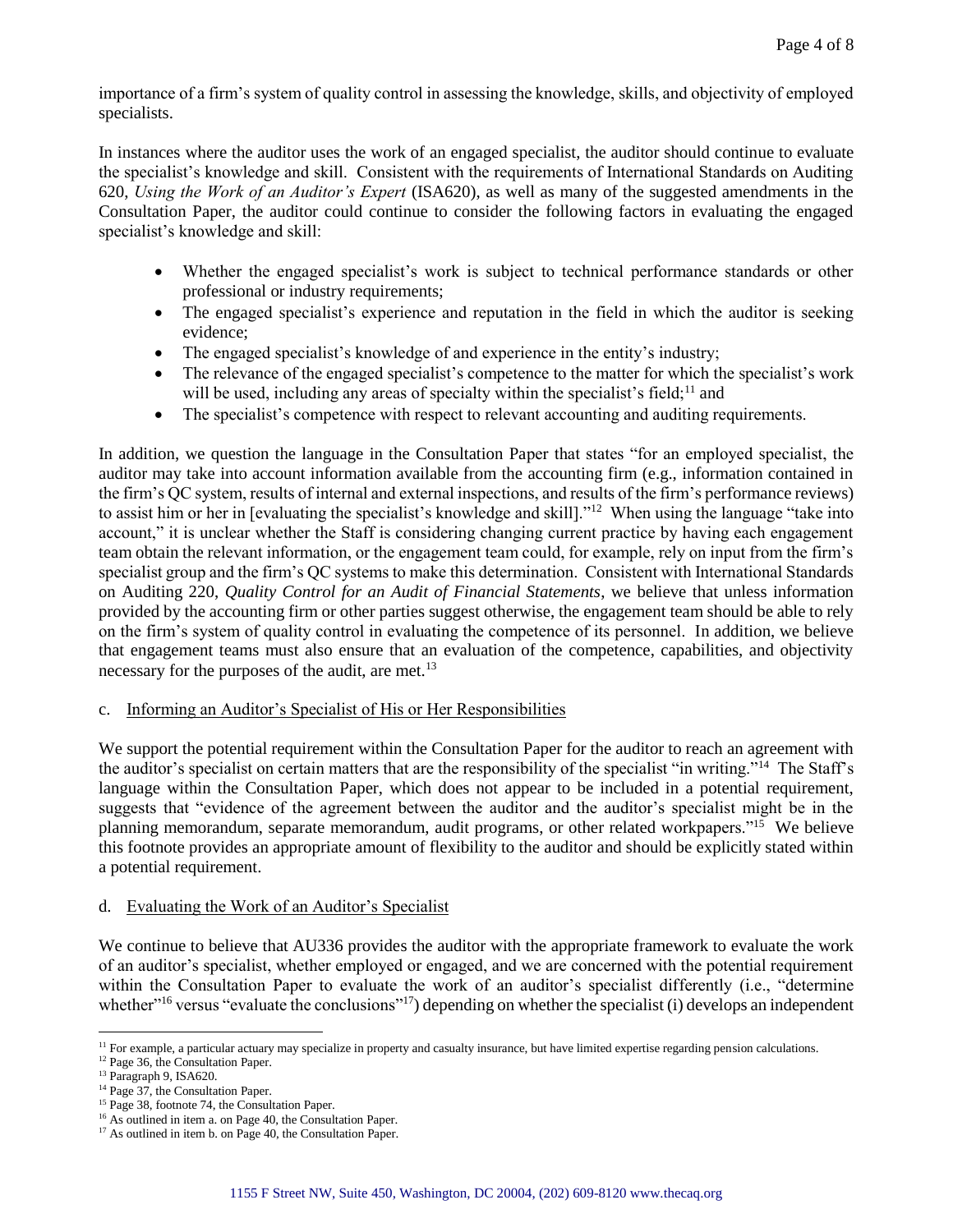importance of a firm's system of quality control in assessing the knowledge, skills, and objectivity of employed specialists.

In instances where the auditor uses the work of an engaged specialist, the auditor should continue to evaluate the specialist's knowledge and skill. Consistent with the requirements of International Standards on Auditing 620, *Using the Work of an Auditor's Expert* (ISA620), as well as many of the suggested amendments in the Consultation Paper, the auditor could continue to consider the following factors in evaluating the engaged specialist's knowledge and skill:

- Whether the engaged specialist's work is subject to technical performance standards or other professional or industry requirements;
- The engaged specialist's experience and reputation in the field in which the auditor is seeking evidence;
- The engaged specialist's knowledge of and experience in the entity's industry;
- The relevance of the engaged specialist's competence to the matter for which the specialist's work will be used, including any areas of specialty within the specialist's field;[11] and
- The specialist's competence with respect to relevant accounting and auditing requirements.

In addition, we question the language in the Consultation Paper that states "for an employed specialist, the auditor may take into account information available from the accounting firm (e.g., information contained in the firm's QC system, results of internal and external inspections, and results of the firm's performance reviews) to assist him or her in [evaluating the specialist's knowledge and skill]."[12] When using the language "take into account," it is unclear whether the Staff is considering changing current practice by having each engagement team obtain the relevant information, or the engagement team could, for example, rely on input from the firm's specialist group and the firm's QC systems to make this determination. Consistent with International Standards on Auditing 220, *Quality Control for an Audit of Financial Statements*, we believe that unless information provided by the accounting firm or other parties suggest otherwise, the engagement team should be able to rely on the firm's system of quality control in evaluating the competence of its personnel. In addition, we believe that engagement teams must also ensure that an evaluation of the competence, capabilities, and objectivity necessary for the purposes of the audit, are met.[13]

c. <u>Informing an Auditor's Specialist of His or Her Responsibilities</u>

We support the potential requirement within the Consultation Paper for the auditor to reach an agreement with the auditor's specialist on certain matters that are the responsibility of the specialist "in writing."[14] The Staff's language within the Consultation Paper, which does not appear to be included in a potential requirement, suggests that "evidence of the agreement between the auditor and the auditor's specialist might be in the planning memorandum, separate memorandum, audit programs, or other related workpapers."[15] We believe this footnote provides an appropriate amount of flexibility to the auditor and should be explicitly stated within a potential requirement.

d. <u>Evaluating the Work of an Auditor's Specialist</u>

We continue to believe that AU336 provides the auditor with the appropriate framework to evaluate the work of an auditor's specialist, whether employed or engaged, and we are concerned with the potential requirement within the Consultation Paper to evaluate the work of an auditor's specialist differently (i.e., "determine whether"[16] versus "evaluate the conclusions"[17]) depending on whether the specialist (i) develops an independent

---

[11] For example, a particular actuary may specialize in property and casualty insurance, but have limited expertise regarding pension calculations.
[12] Page 36, the Consultation Paper.
[13] Paragraph 9, ISA620.
[14] Page 37, the Consultation Paper.
[15] Page 38, footnote 74, the Consultation Paper.
[16] As outlined in item a. on Page 40, the Consultation Paper.
[17] As outlined in item b. on Page 40, the Consultation Paper.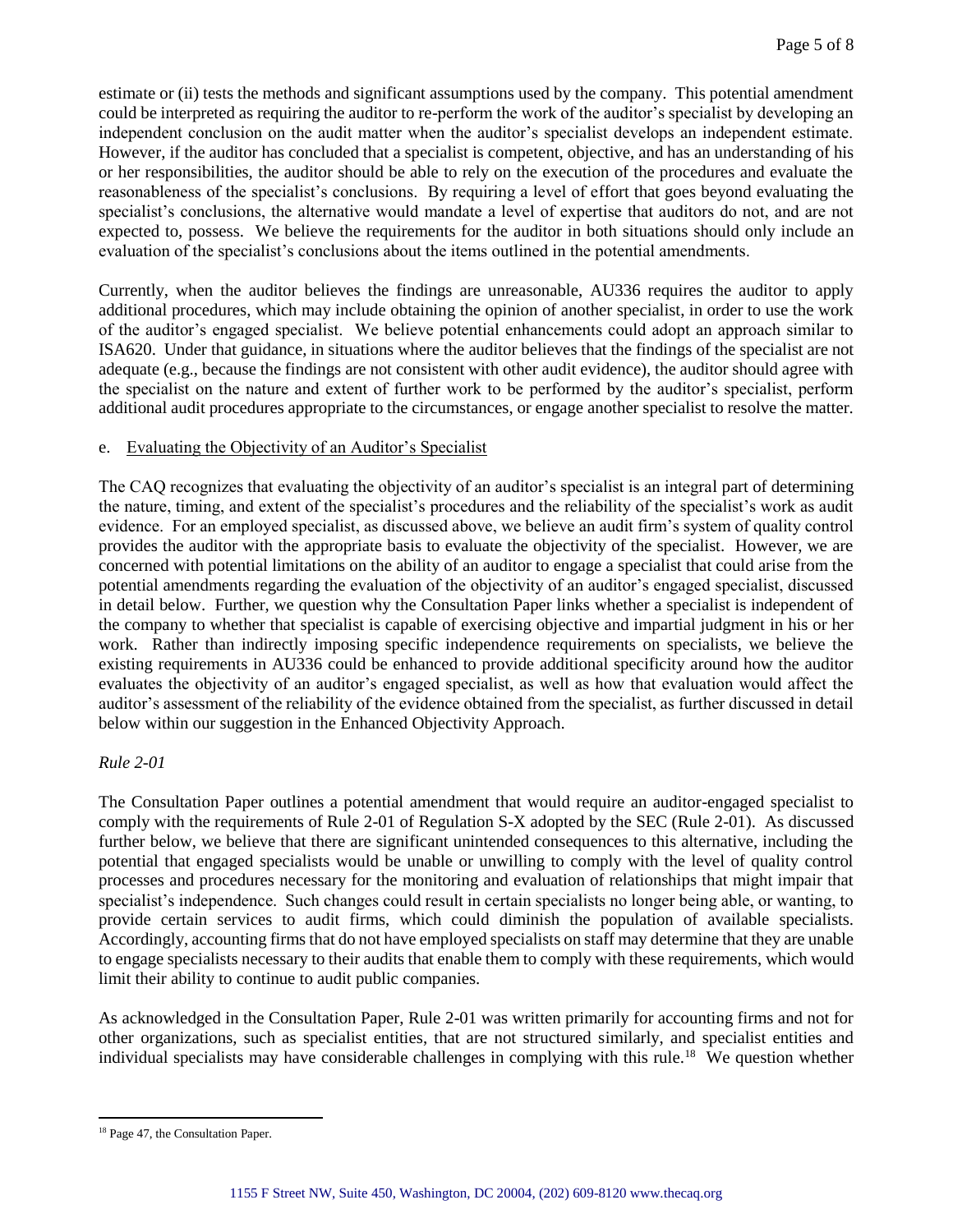estimate or (ii) tests the methods and significant assumptions used by the company. This potential amendment could be interpreted as requiring the auditor to re-perform the work of the auditor's specialist by developing an independent conclusion on the audit matter when the auditor's specialist develops an independent estimate. However, if the auditor has concluded that a specialist is competent, objective, and has an understanding of his or her responsibilities, the auditor should be able to rely on the execution of the procedures and evaluate the reasonableness of the specialist's conclusions. By requiring a level of effort that goes beyond evaluating the specialist's conclusions, the alternative would mandate a level of expertise that auditors do not, and are not expected to, possess. We believe the requirements for the auditor in both situations should only include an evaluation of the specialist's conclusions about the items outlined in the potential amendments.

Currently, when the auditor believes the findings are unreasonable, AU336 requires the auditor to apply additional procedures, which may include obtaining the opinion of another specialist, in order to use the work of the auditor's engaged specialist. We believe potential enhancements could adopt an approach similar to ISA620. Under that guidance, in situations where the auditor believes that the findings of the specialist are not adequate (e.g., because the findings are not consistent with other audit evidence), the auditor should agree with the specialist on the nature and extent of further work to be performed by the auditor's specialist, perform additional audit procedures appropriate to the circumstances, or engage another specialist to resolve the matter.

e. <u>Evaluating the Objectivity of an Auditor's Specialist</u>

The CAQ recognizes that evaluating the objectivity of an auditor's specialist is an integral part of determining the nature, timing, and extent of the specialist's procedures and the reliability of the specialist's work as audit evidence. For an employed specialist, as discussed above, we believe an audit firm's system of quality control provides the auditor with the appropriate basis to evaluate the objectivity of the specialist. However, we are concerned with potential limitations on the ability of an auditor to engage a specialist that could arise from the potential amendments regarding the evaluation of the objectivity of an auditor's engaged specialist, discussed in detail below. Further, we question why the Consultation Paper links whether a specialist is independent of the company to whether that specialist is capable of exercising objective and impartial judgment in his or her work. Rather than indirectly imposing specific independence requirements on specialists, we believe the existing requirements in AU336 could be enhanced to provide additional specificity around how the auditor evaluates the objectivity of an auditor's engaged specialist, as well as how that evaluation would affect the auditor's assessment of the reliability of the evidence obtained from the specialist, as further discussed in detail below within our suggestion in the Enhanced Objectivity Approach.

*Rule 2-01*

The Consultation Paper outlines a potential amendment that would require an auditor-engaged specialist to comply with the requirements of Rule 2-01 of Regulation S-X adopted by the SEC (Rule 2-01). As discussed further below, we believe that there are significant unintended consequences to this alternative, including the potential that engaged specialists would be unable or unwilling to comply with the level of quality control processes and procedures necessary for the monitoring and evaluation of relationships that might impair that specialist's independence. Such changes could result in certain specialists no longer being able, or wanting, to provide certain services to audit firms, which could diminish the population of available specialists. Accordingly, accounting firms that do not have employed specialists on staff may determine that they are unable to engage specialists necessary to their audits that enable them to comply with these requirements, which would limit their ability to continue to audit public companies.

As acknowledged in the Consultation Paper, Rule 2-01 was written primarily for accounting firms and not for other organizations, such as specialist entities, that are not structured similarly, and specialist entities and individual specialists may have considerable challenges in complying with this rule.[18] We question whether

---

[18] Page 47, the Consultation Paper.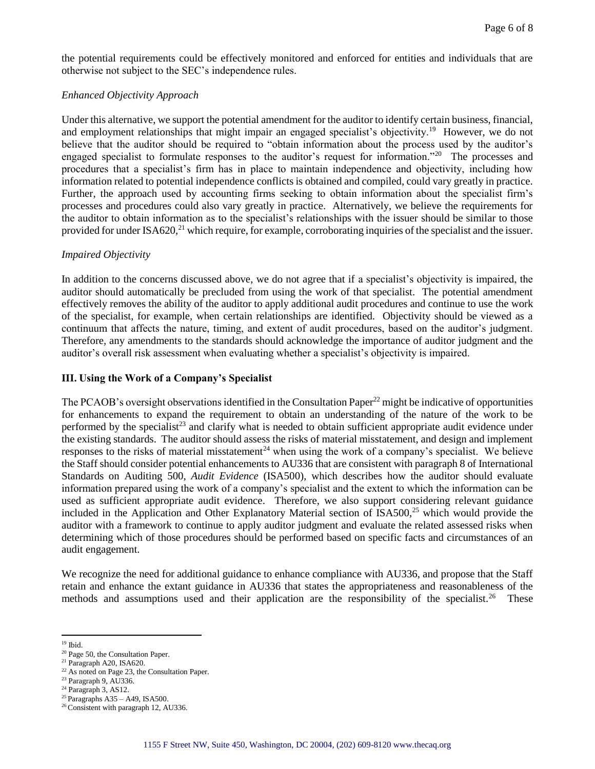the potential requirements could be effectively monitored and enforced for entities and individuals that are otherwise not subject to the SEC's independence rules.

*Enhanced Objectivity Approach*

Under this alternative, we support the potential amendment for the auditor to identify certain business, financial, and employment relationships that might impair an engaged specialist's objectivity.[19] However, we do not believe that the auditor should be required to "obtain information about the process used by the auditor's engaged specialist to formulate responses to the auditor's request for information."[20] The processes and procedures that a specialist's firm has in place to maintain independence and objectivity, including how information related to potential independence conflicts is obtained and compiled, could vary greatly in practice. Further, the approach used by accounting firms seeking to obtain information about the specialist firm's processes and procedures could also vary greatly in practice. Alternatively, we believe the requirements for the auditor to obtain information as to the specialist's relationships with the issuer should be similar to those provided for under ISA620,[21] which require, for example, corroborating inquiries of the specialist and the issuer.

*Impaired Objectivity*

In addition to the concerns discussed above, we do not agree that if a specialist's objectivity is impaired, the auditor should automatically be precluded from using the work of that specialist. The potential amendment effectively removes the ability of the auditor to apply additional audit procedures and continue to use the work of the specialist, for example, when certain relationships are identified. Objectivity should be viewed as a continuum that affects the nature, timing, and extent of audit procedures, based on the auditor's judgment. Therefore, any amendments to the standards should acknowledge the importance of auditor judgment and the auditor's overall risk assessment when evaluating whether a specialist's objectivity is impaired.

## III. Using the Work of a Company's Specialist

The PCAOB's oversight observations identified in the Consultation Paper[22] might be indicative of opportunities for enhancements to expand the requirement to obtain an understanding of the nature of the work to be performed by the specialist[23] and clarify what is needed to obtain sufficient appropriate audit evidence under the existing standards. The auditor should assess the risks of material misstatement, and design and implement responses to the risks of material misstatement[24] when using the work of a company's specialist. We believe the Staff should consider potential enhancements to AU336 that are consistent with paragraph 8 of International Standards on Auditing 500, *Audit Evidence* (ISA500), which describes how the auditor should evaluate information prepared using the work of a company's specialist and the extent to which the information can be used as sufficient appropriate audit evidence. Therefore, we also support considering relevant guidance included in the Application and Other Explanatory Material section of ISA500,[25] which would provide the auditor with a framework to continue to apply auditor judgment and evaluate the related assessed risks when determining which of those procedures should be performed based on specific facts and circumstances of an audit engagement.

We recognize the need for additional guidance to enhance compliance with AU336, and propose that the Staff retain and enhance the extant guidance in AU336 that states the appropriateness and reasonableness of the methods and assumptions used and their application are the responsibility of the specialist.[26] These

---

[19] Ibid.

[20] Page 50, the Consultation Paper.

[21] Paragraph A20, ISA620.

[22] As noted on Page 23, the Consultation Paper.

[23] Paragraph 9, AU336.

[24] Paragraph 3, AS12.

[25] Paragraphs A35 – A49, ISA500.

[26] Consistent with paragraph 12, AU336.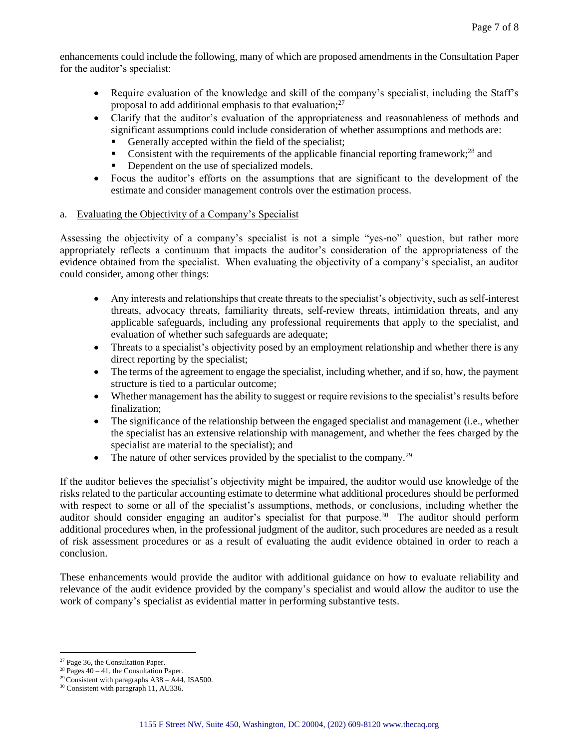enhancements could include the following, many of which are proposed amendments in the Consultation Paper for the auditor's specialist:

- Require evaluation of the knowledge and skill of the company's specialist, including the Staff's proposal to add additional emphasis to that evaluation;[27]
- Clarify that the auditor's evaluation of the appropriateness and reasonableness of methods and significant assumptions could include consideration of whether assumptions and methods are:
  - Generally accepted within the field of the specialist;
  - Consistent with the requirements of the applicable financial reporting framework;[28] and
  - Dependent on the use of specialized models.
- Focus the auditor's efforts on the assumptions that are significant to the development of the estimate and consider management controls over the estimation process.

a. Evaluating the Objectivity of a Company's Specialist

Assessing the objectivity of a company's specialist is not a simple "yes-no" question, but rather more appropriately reflects a continuum that impacts the auditor's consideration of the appropriateness of the evidence obtained from the specialist. When evaluating the objectivity of a company's specialist, an auditor could consider, among other things:

- Any interests and relationships that create threats to the specialist's objectivity, such as self-interest threats, advocacy threats, familiarity threats, self-review threats, intimidation threats, and any applicable safeguards, including any professional requirements that apply to the specialist, and evaluation of whether such safeguards are adequate;
- Threats to a specialist's objectivity posed by an employment relationship and whether there is any direct reporting by the specialist;
- The terms of the agreement to engage the specialist, including whether, and if so, how, the payment structure is tied to a particular outcome;
- Whether management has the ability to suggest or require revisions to the specialist's results before finalization;
- The significance of the relationship between the engaged specialist and management (i.e., whether the specialist has an extensive relationship with management, and whether the fees charged by the specialist are material to the specialist); and
- The nature of other services provided by the specialist to the company.[29]

If the auditor believes the specialist's objectivity might be impaired, the auditor would use knowledge of the risks related to the particular accounting estimate to determine what additional procedures should be performed with respect to some or all of the specialist's assumptions, methods, or conclusions, including whether the auditor should consider engaging an auditor's specialist for that purpose.[30] The auditor should perform additional procedures when, in the professional judgment of the auditor, such procedures are needed as a result of risk assessment procedures or as a result of evaluating the audit evidence obtained in order to reach a conclusion.

These enhancements would provide the auditor with additional guidance on how to evaluate reliability and relevance of the audit evidence provided by the company's specialist and would allow the auditor to use the work of company's specialist as evidential matter in performing substantive tests.

[27] Page 36, the Consultation Paper.

[28] Pages 40 – 41, the Consultation Paper.

[29] Consistent with paragraphs A38 – A44, ISA500.

[30] Consistent with paragraph 11, AU336.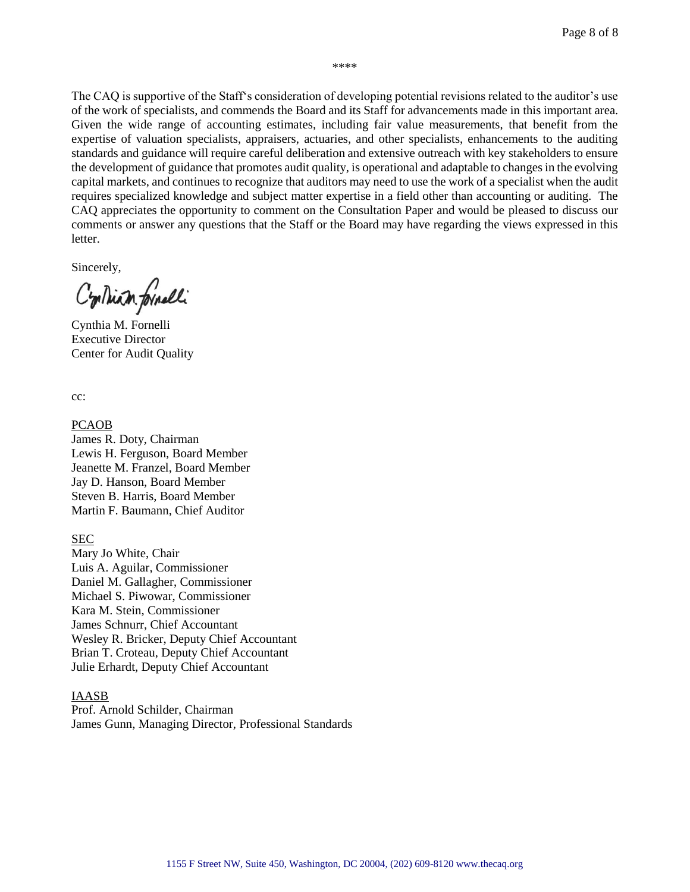\*\*\*\*

The CAQ is supportive of the Staff's consideration of developing potential revisions related to the auditor's use of the work of specialists, and commends the Board and its Staff for advancements made in this important area. Given the wide range of accounting estimates, including fair value measurements, that benefit from the expertise of valuation specialists, appraisers, actuaries, and other specialists, enhancements to the auditing standards and guidance will require careful deliberation and extensive outreach with key stakeholders to ensure the development of guidance that promotes audit quality, is operational and adaptable to changes in the evolving capital markets, and continues to recognize that auditors may need to use the work of a specialist when the audit requires specialized knowledge and subject matter expertise in a field other than accounting or auditing. The CAQ appreciates the opportunity to comment on the Consultation Paper and would be pleased to discuss our comments or answer any questions that the Staff or the Board may have regarding the views expressed in this letter.

Sincerely,

Cynthia M. Fornelli
Executive Director
Center for Audit Quality

cc:

PCAOB
James R. Doty, Chairman
Lewis H. Ferguson, Board Member
Jeanette M. Franzel, Board Member
Jay D. Hanson, Board Member
Steven B. Harris, Board Member
Martin F. Baumann, Chief Auditor

SEC
Mary Jo White, Chair
Luis A. Aguilar, Commissioner
Daniel M. Gallagher, Commissioner
Michael S. Piwowar, Commissioner
Kara M. Stein, Commissioner
James Schnurr, Chief Accountant
Wesley R. Bricker, Deputy Chief Accountant
Brian T. Croteau, Deputy Chief Accountant
Julie Erhardt, Deputy Chief Accountant

IAASB
Prof. Arnold Schilder, Chairman
James Gunn, Managing Director, Professional Standards